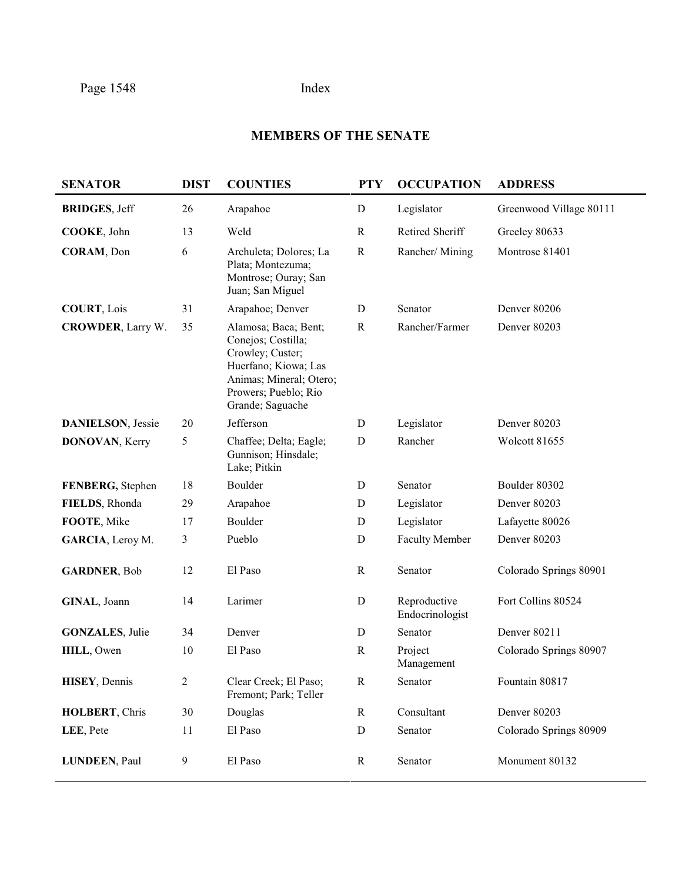## MEMBERS OF THE SENATE

| SENATOR | DIST | COUNTIES | PTY | OCCUPATION | ADDRESS |
|---|---|---|---|---|---|
| **BRIDGES**, Jeff | 26 | Arapahoe | D | Legislator | Greenwood Village 80111 |
| **COOKE**, John | 13 | Weld | R | Retired Sheriff | Greeley 80633 |
| **CORAM**, Don | 6 | Archuleta; Dolores; La Plata; Montezuma; Montrose; Ouray; San Juan; San Miguel | R | Rancher/ Mining | Montrose 81401 |
| **COURT**, Lois | 31 | Arapahoe; Denver | D | Senator | Denver 80206 |
| **CROWDER**, Larry W. | 35 | Alamosa; Baca; Bent; Conejos; Costilla; Crowley; Custer; Huerfano; Kiowa; Las Animas; Mineral; Otero; Prowers; Pueblo; Rio Grande; Saguache | R | Rancher/Farmer | Denver 80203 |
| **DANIELSON**, Jessie | 20 | Jefferson | D | Legislator | Denver 80203 |
| **DONOVAN**, Kerry | 5 | Chaffee; Delta; Eagle; Gunnison; Hinsdale; Lake; Pitkin | D | Rancher | Wolcott 81655 |
| **FENBERG,** Stephen | 18 | Boulder | D | Senator | Boulder 80302 |
| **FIELDS**, Rhonda | 29 | Arapahoe | D | Legislator | Denver 80203 |
| **FOOTE**, Mike | 17 | Boulder | D | Legislator | Lafayette 80026 |
| **GARCIA**, Leroy M. | 3 | Pueblo | D | Faculty Member | Denver 80203 |
| **GARDNER**, Bob | 12 | El Paso | R | Senator | Colorado Springs 80901 |
| **GINAL**, Joann | 14 | Larimer | D | Reproductive Endocrinologist | Fort Collins 80524 |
| **GONZALES**, Julie | 34 | Denver | D | Senator | Denver 80211 |
| **HILL**, Owen | 10 | El Paso | R | Project Management | Colorado Springs 80907 |
| **HISEY**, Dennis | 2 | Clear Creek; El Paso; Fremont; Park; Teller | R | Senator | Fountain 80817 |
| **HOLBERT**, Chris | 30 | Douglas | R | Consultant | Denver 80203 |
| **LEE**, Pete | 11 | El Paso | D | Senator | Colorado Springs 80909 |
| **LUNDEEN**, Paul | 9 | El Paso | R | Senator | Monument 80132 |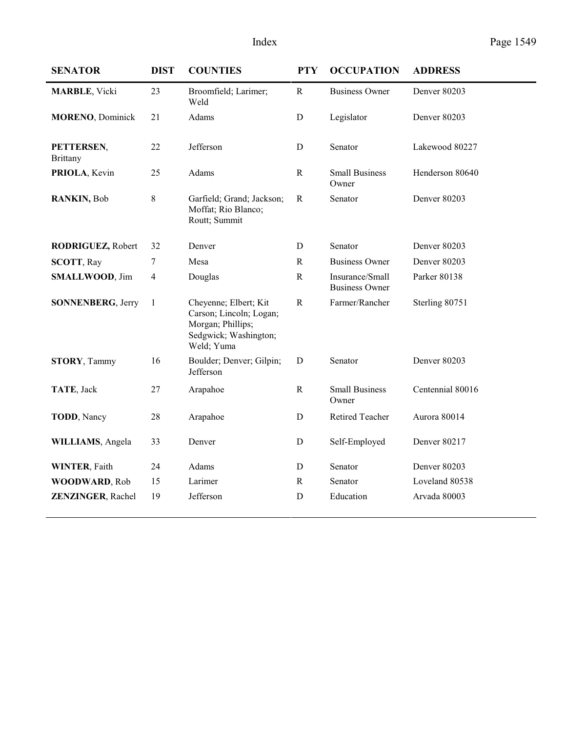| SENATOR | DIST | COUNTIES | PTY | OCCUPATION | ADDRESS |
|---|---|---|---|---|---|
| **MARBLE**, Vicki | 23 | Broomfield; Larimer; Weld | R | Business Owner | Denver 80203 |
| **MORENO**, Dominick | 21 | Adams | D | Legislator | Denver 80203 |
| **PETTERSEN**, Brittany | 22 | Jefferson | D | Senator | Lakewood 80227 |
| **PRIOLA**, Kevin | 25 | Adams | R | Small Business Owner | Henderson 80640 |
| **RANKIN,** Bob | 8 | Garfield; Grand; Jackson; Moffat; Rio Blanco; Routt; Summit | R | Senator | Denver 80203 |
| **RODRIGUEZ,** Robert | 32 | Denver | D | Senator | Denver 80203 |
| **SCOTT**, Ray | 7 | Mesa | R | Business Owner | Denver 80203 |
| **SMALLWOOD**, Jim | 4 | Douglas | R | Insurance/Small Business Owner | Parker 80138 |
| **SONNENBERG**, Jerry | 1 | Cheyenne; Elbert; Kit Carson; Lincoln; Logan; Morgan; Phillips; Sedgwick; Washington; Weld; Yuma | R | Farmer/Rancher | Sterling 80751 |
| **STORY**, Tammy | 16 | Boulder; Denver; Gilpin; Jefferson | D | Senator | Denver 80203 |
| **TATE**, Jack | 27 | Arapahoe | R | Small Business Owner | Centennial 80016 |
| **TODD**, Nancy | 28 | Arapahoe | D | Retired Teacher | Aurora 80014 |
| **WILLIAMS**, Angela | 33 | Denver | D | Self-Employed | Denver 80217 |
| **WINTER**, Faith | 24 | Adams | D | Senator | Denver 80203 |
| **WOODWARD**, Rob | 15 | Larimer | R | Senator | Loveland 80538 |
| **ZENZINGER**, Rachel | 19 | Jefferson | D | Education | Arvada 80003 |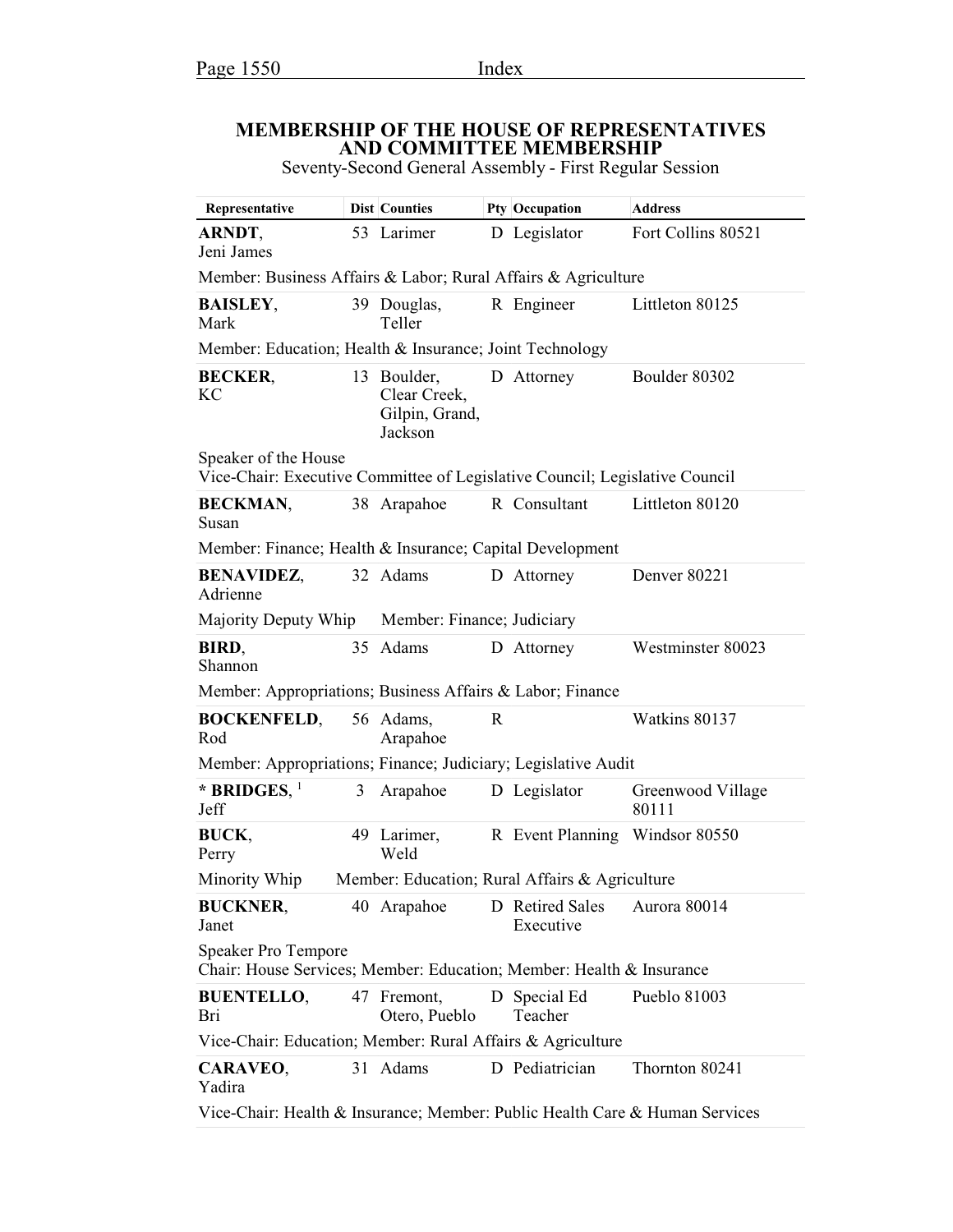# MEMBERSHIP OF THE HOUSE OF REPRESENTATIVES AND COMMITTEE MEMBERSHIP

Seventy-Second General Assembly - First Regular Session

| Representative | Dist | Counties | Pty | Occupation | Address |
|---|---|---|---|---|---|
| **ARNDT**, Jeni James | 53 | Larimer | D | Legislator | Fort Collins 80521 |
| Member: Business Affairs & Labor; Rural Affairs & Agriculture | | | | | |
| **BAISLEY**, Mark | 39 | Douglas, Teller | R | Engineer | Littleton 80125 |
| Member: Education; Health & Insurance; Joint Technology | | | | | |
| **BECKER**, KC | 13 | Boulder, Clear Creek, Gilpin, Grand, Jackson | D | Attorney | Boulder 80302 |
| Speaker of the House<br>Vice-Chair: Executive Committee of Legislative Council; Legislative Council | | | | | |
| **BECKMAN**, Susan | 38 | Arapahoe | R | Consultant | Littleton 80120 |
| Member: Finance; Health & Insurance; Capital Development | | | | | |
| **BENAVIDEZ**, Adrienne | 32 | Adams | D | Attorney | Denver 80221 |
| Majority Deputy Whip Member: Finance; Judiciary | | | | | |
| **BIRD**, Shannon | 35 | Adams | D | Attorney | Westminster 80023 |
| Member: Appropriations; Business Affairs & Labor; Finance | | | | | |
| **BOCKENFELD**, Rod | 56 | Adams, Arapahoe | R | | Watkins 80137 |
| Member: Appropriations; Finance; Judiciary; Legislative Audit | | | | | |
| * **BRIDGES**, [1] Jeff | 3 | Arapahoe | D | Legislator | Greenwood Village 80111 |
| **BUCK**, Perry | 49 | Larimer, Weld | R | Event Planning | Windsor 80550 |
| Minority Whip Member: Education; Rural Affairs & Agriculture | | | | | |
| **BUCKNER**, Janet | 40 | Arapahoe | D | Retired Sales Executive | Aurora 80014 |
| Speaker Pro Tempore<br>Chair: House Services; Member: Education; Member: Health & Insurance | | | | | |
| **BUENTELLO**, Bri | 47 | Fremont, Otero, Pueblo | D | Special Ed Teacher | Pueblo 81003 |
| Vice-Chair: Education; Member: Rural Affairs & Agriculture | | | | | |
| **CARAVEO**, Yadira | 31 | Adams | D | Pediatrician | Thornton 80241 |
| Vice-Chair: Health & Insurance; Member: Public Health Care & Human Services | | | | | |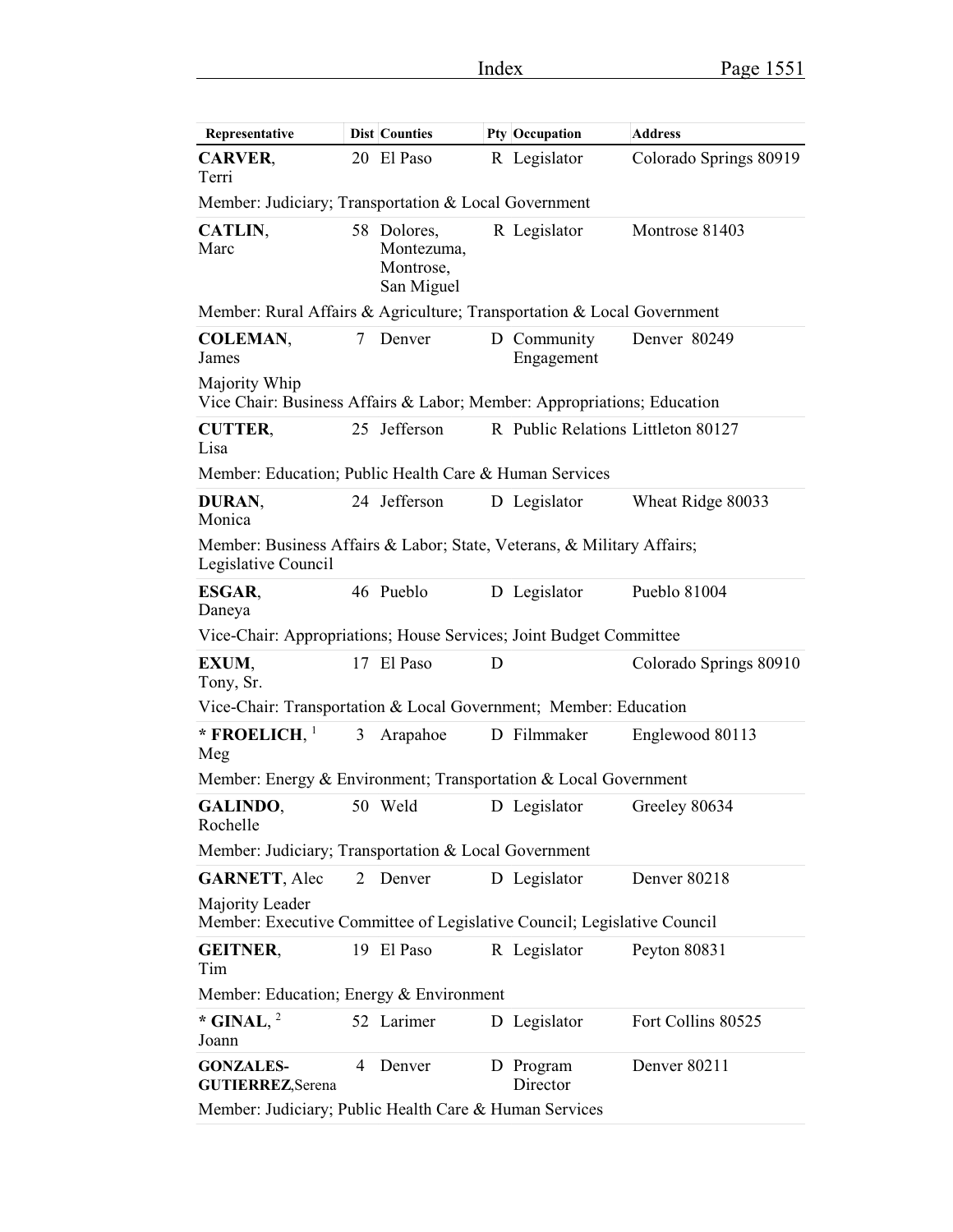| Representative | Dist | Counties | Pty | Occupation | Address |
|---|---|---|---|---|---|
| **CARVER**, Terri | 20 | El Paso | R | Legislator | Colorado Springs 80919 |
| Member: Judiciary; Transportation & Local Government | | | | | |
| **CATLIN**, Marc | 58 | Dolores, Montezuma, Montrose, San Miguel | R | Legislator | Montrose 81403 |
| Member: Rural Affairs & Agriculture; Transportation & Local Government | | | | | |
| **COLEMAN**, James | 7 | Denver | D | Community Engagement | Denver 80249 |
| Majority Whip<br>Vice Chair: Business Affairs & Labor; Member: Appropriations; Education | | | | | |
| **CUTTER**, Lisa | 25 | Jefferson | R | Public Relations | Littleton 80127 |
| Member: Education; Public Health Care & Human Services | | | | | |
| **DURAN**, Monica | 24 | Jefferson | D | Legislator | Wheat Ridge 80033 |
| Member: Business Affairs & Labor; State, Veterans, & Military Affairs; Legislative Council | | | | | |
| **ESGAR**, Daneya | 46 | Pueblo | D | Legislator | Pueblo 81004 |
| Vice-Chair: Appropriations; House Services; Joint Budget Committee | | | | | |
| **EXUM**, Tony, Sr. | 17 | El Paso | D | | Colorado Springs 80910 |
| Vice-Chair: Transportation & Local Government; Member: Education | | | | | |
| * **FROELICH**, [1] Meg | 3 | Arapahoe | D | Filmmaker | Englewood 80113 |
| Member: Energy & Environment; Transportation & Local Government | | | | | |
| **GALINDO**, Rochelle | 50 | Weld | D | Legislator | Greeley 80634 |
| Member: Judiciary; Transportation & Local Government | | | | | |
| **GARNETT**, Alec | 2 | Denver | D | Legislator | Denver 80218 |
| Majority Leader<br>Member: Executive Committee of Legislative Council; Legislative Council | | | | | |
| **GEITNER**, Tim | 19 | El Paso | R | Legislator | Peyton 80831 |
| Member: Education; Energy & Environment | | | | | |
| * **GINAL**, [2] Joann | 52 | Larimer | D | Legislator | Fort Collins 80525 |
| **GONZALES-GUTIERREZ**, Serena | 4 | Denver | D | Program Director | Denver 80211 |
| Member: Judiciary; Public Health Care & Human Services | | | | | |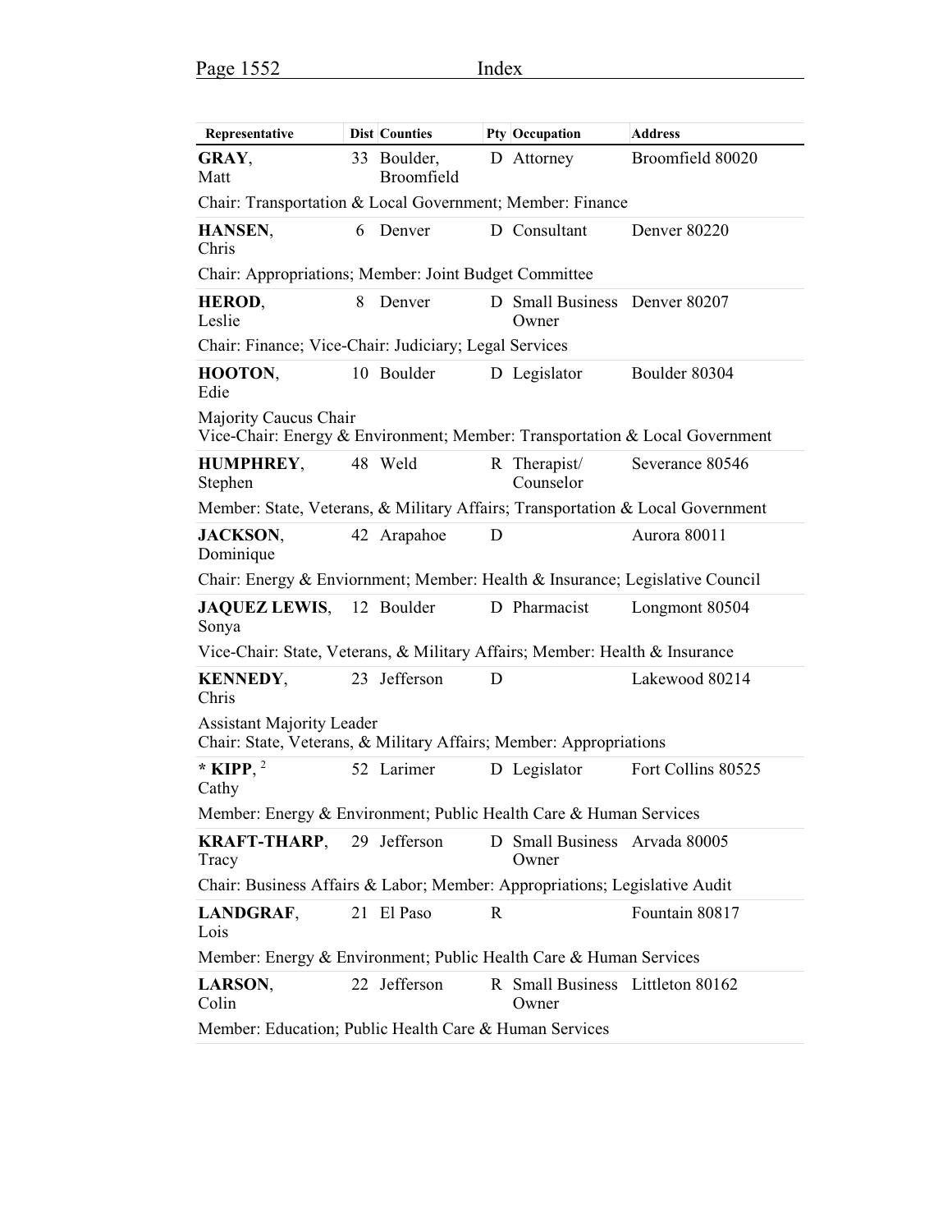| Representative | Dist | Counties | Pty | Occupation | Address |
|---|---|---|---|---|---|
| **GRAY**, Matt | 33 | Boulder, Broomfield | D | Attorney | Broomfield 80020 |
| Chair: Transportation & Local Government; Member: Finance | | | | | |
| **HANSEN**, Chris | 6 | Denver | D | Consultant | Denver 80220 |
| Chair: Appropriations; Member: Joint Budget Committee | | | | | |
| **HEROD**, Leslie | 8 | Denver | D | Small Business Owner | Denver 80207 |
| Chair: Finance; Vice-Chair: Judiciary; Legal Services | | | | | |
| **HOOTON**, Edie | 10 | Boulder | D | Legislator | Boulder 80304 |
| Majority Caucus Chair<br>Vice-Chair: Energy & Environment; Member: Transportation & Local Government | | | | | |
| **HUMPHREY**, Stephen | 48 | Weld | R | Therapist/ Counselor | Severance 80546 |
| Member: State, Veterans, & Military Affairs; Transportation & Local Government | | | | | |
| **JACKSON**, Dominique | 42 | Arapahoe | D | | Aurora 80011 |
| Chair: Energy & Enviornment; Member: Health & Insurance; Legislative Council | | | | | |
| **JAQUEZ LEWIS**, Sonya | 12 | Boulder | D | Pharmacist | Longmont 80504 |
| Vice-Chair: State, Veterans, & Military Affairs; Member: Health & Insurance | | | | | |
| **KENNEDY**, Chris | 23 | Jefferson | D | | Lakewood 80214 |
| Assistant Majority Leader<br>Chair: State, Veterans, & Military Affairs; Member: Appropriations | | | | | |
| * **KIPP**, [2] Cathy | 52 | Larimer | D | Legislator | Fort Collins 80525 |
| Member: Energy & Environment; Public Health Care & Human Services | | | | | |
| **KRAFT-THARP**, Tracy | 29 | Jefferson | D | Small Business Owner | Arvada 80005 |
| Chair: Business Affairs & Labor; Member: Appropriations; Legislative Audit | | | | | |
| **LANDGRAF**, Lois | 21 | El Paso | R | | Fountain 80817 |
| Member: Energy & Environment; Public Health Care & Human Services | | | | | |
| **LARSON**, Colin | 22 | Jefferson | R | Small Business Owner | Littleton 80162 |
| Member: Education; Public Health Care & Human Services | | | | | |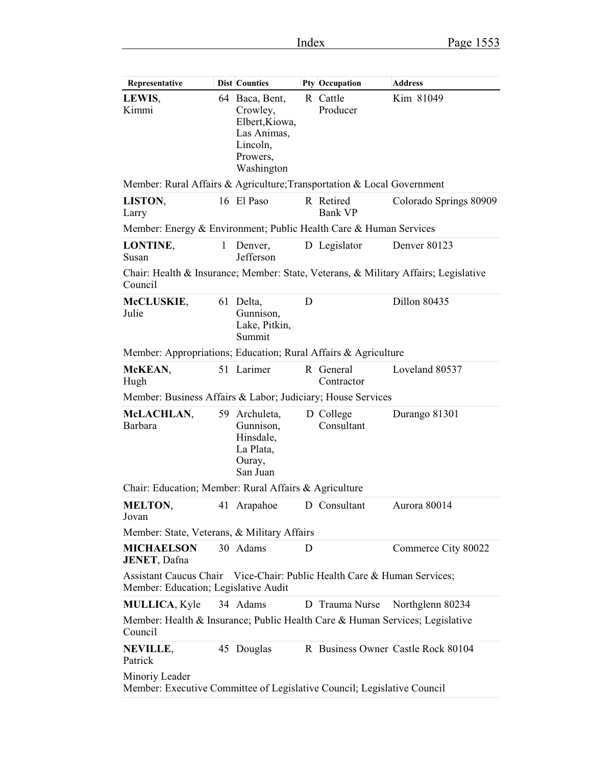| Representative | Dist | Counties | Pty | Occupation | Address |
|---|---|---|---|---|---|
| **LEWIS**, Kimmi | 64 | Baca, Bent, Crowley, Elbert,Kiowa, Las Animas, Lincoln, Prowers, Washington | R | Cattle Producer | Kim 81049 |
| Member: Rural Affairs & Agriculture;Transportation & Local Government | | | | | |
| **LISTON**, Larry | 16 | El Paso | R | Retired Bank VP | Colorado Springs 80909 |
| Member: Energy & Environment; Public Health Care & Human Services | | | | | |
| **LONTINE**, Susan | 1 | Denver, Jefferson | D | Legislator | Denver 80123 |
| Chair: Health & Insurance; Member: State, Veterans, & Military Affairs; Legislative Council | | | | | |
| **McCLUSKIE**, Julie | 61 | Delta, Gunnison, Lake, Pitkin, Summit | D | | Dillon 80435 |
| Member: Appropriations; Education; Rural Affairs & Agriculture | | | | | |
| **McKEAN**, Hugh | 51 | Larimer | R | General Contractor | Loveland 80537 |
| Member: Business Affairs & Labor; Judiciary; House Services | | | | | |
| **McLACHLAN**, Barbara | 59 | Archuleta, Gunnison, Hinsdale, La Plata, Ouray, San Juan | D | College Consultant | Durango 81301 |
| Chair: Education; Member: Rural Affairs & Agriculture | | | | | |
| **MELTON**, Jovan | 41 | Arapahoe | D | Consultant | Aurora 80014 |
| Member: State, Veterans, & Military Affairs | | | | | |
| **MICHAELSON JENET**, Dafna | 30 | Adams | D | | Commerce City 80022 |
| Assistant Caucus Chair Vice-Chair: Public Health Care & Human Services; Member: Education; Legislative Audit | | | | | |
| **MULLICA**, Kyle | 34 | Adams | D | Trauma Nurse | Northglenn 80234 |
| Member: Health & Insurance; Public Health Care & Human Services; Legislative Council | | | | | |
| **NEVILLE**, Patrick | 45 | Douglas | R | Business Owner | Castle Rock 80104 |
| Minoriy Leader Member: Executive Committee of Legislative Council; Legislative Council | | | | | |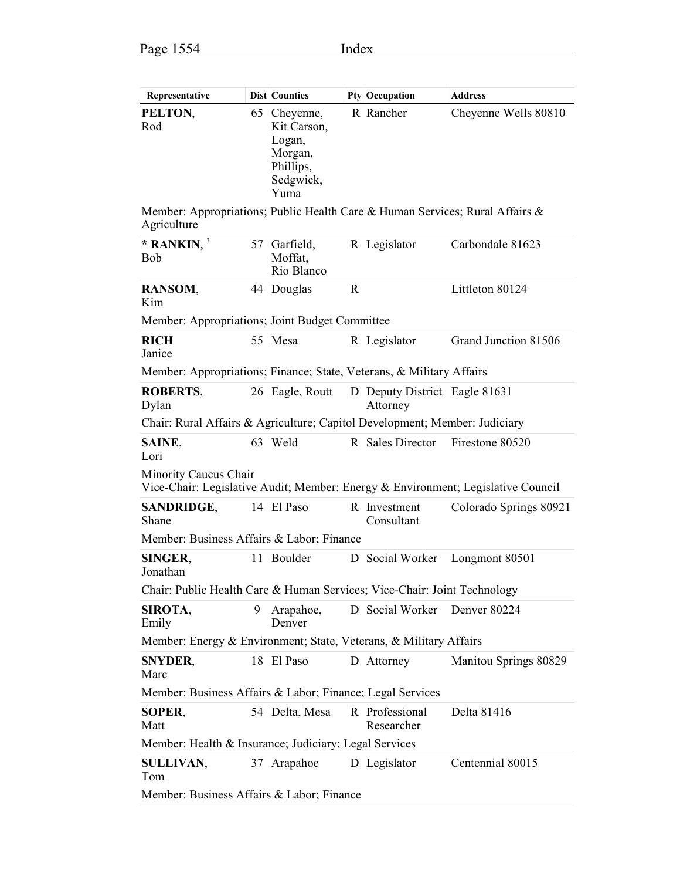| Representative | Dist | Counties | Pty | Occupation | Address |
|---|---|---|---|---|---|
| **PELTON**, Rod | 65 | Cheyenne, Kit Carson, Logan, Morgan, Phillips, Sedgwick, Yuma | R | Rancher | Cheyenne Wells 80810 |
| Member: Appropriations; Public Health Care & Human Services; Rural Affairs & Agriculture | | | | | |
| **\* RANKIN**, [3] Bob | 57 | Garfield, Moffat, Rio Blanco | R | Legislator | Carbondale 81623 |
| **RANSOM**, Kim | 44 | Douglas | R | | Littleton 80124 |
| Member: Appropriations; Joint Budget Committee | | | | | |
| **RICH** Janice | 55 | Mesa | R | Legislator | Grand Junction 81506 |
| Member: Appropriations; Finance; State, Veterans, & Military Affairs | | | | | |
| **ROBERTS**, Dylan | 26 | Eagle, Routt | D | Deputy District Attorney | Eagle 81631 |
| Chair: Rural Affairs & Agriculture; Capitol Development; Member: Judiciary | | | | | |
| **SAINE**, Lori | 63 | Weld | R | Sales Director | Firestone 80520 |
| Minority Caucus Chair<br>Vice-Chair: Legislative Audit; Member: Energy & Environment; Legislative Council | | | | | |
| **SANDRIDGE**, Shane | 14 | El Paso | R | Investment Consultant | Colorado Springs 80921 |
| Member: Business Affairs & Labor; Finance | | | | | |
| **SINGER**, Jonathan | 11 | Boulder | D | Social Worker | Longmont 80501 |
| Chair: Public Health Care & Human Services; Vice-Chair: Joint Technology | | | | | |
| **SIROTA**, Emily | 9 | Arapahoe, Denver | D | Social Worker | Denver 80224 |
| Member: Energy & Environment; State, Veterans, & Military Affairs | | | | | |
| **SNYDER**, Marc | 18 | El Paso | D | Attorney | Manitou Springs 80829 |
| Member: Business Affairs & Labor; Finance; Legal Services | | | | | |
| **SOPER**, Matt | 54 | Delta, Mesa | R | Professional Researcher | Delta 81416 |
| Member: Health & Insurance; Judiciary; Legal Services | | | | | |
| **SULLIVAN**, Tom | 37 | Arapahoe | D | Legislator | Centennial 80015 |
| Member: Business Affairs & Labor; Finance | | | | | |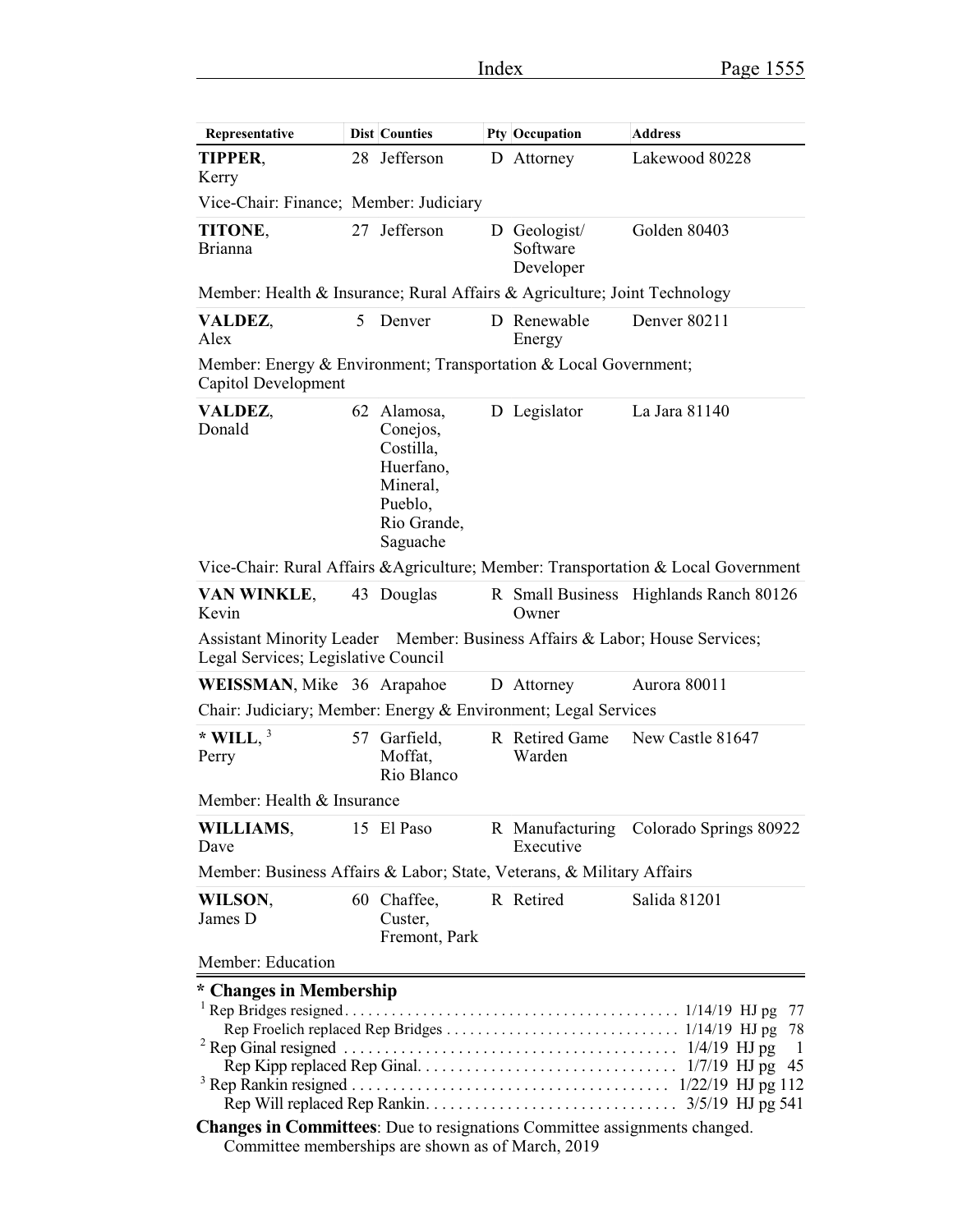| Representative | Dist | Counties | Pty | Occupation | Address |
|---|---|---|---|---|---|
| **TIPPER**, Kerry | 28 | Jefferson | D | Attorney | Lakewood 80228 |
| Vice-Chair: Finance; Member: Judiciary | | | | | |
| **TITONE**, Brianna | 27 | Jefferson | D | Geologist/ Software Developer | Golden 80403 |
| Member: Health & Insurance; Rural Affairs & Agriculture; Joint Technology | | | | | |
| **VALDEZ**, Alex | 5 | Denver | D | Renewable Energy | Denver 80211 |
| Member: Energy & Environment; Transportation & Local Government; Capitol Development | | | | | |
| **VALDEZ**, Donald | 62 | Alamosa, Conejos, Costilla, Huerfano, Mineral, Pueblo, Rio Grande, Saguache | D | Legislator | La Jara 81140 |
| Vice-Chair: Rural Affairs &Agriculture; Member: Transportation & Local Government | | | | | |
| **VAN WINKLE**, Kevin | 43 | Douglas | R | Small Business Owner | Highlands Ranch 80126 |
| Assistant Minority Leader Member: Business Affairs & Labor; House Services; Legal Services; Legislative Council | | | | | |
| **WEISSMAN**, Mike | 36 | Arapahoe | D | Attorney | Aurora 80011 |
| Chair: Judiciary; Member: Energy & Environment; Legal Services | | | | | |
| * **WILL**, [3] Perry | 57 | Garfield, Moffat, Rio Blanco | R | Retired Game Warden | New Castle 81647 |
| Member: Health & Insurance | | | | | |
| **WILLIAMS**, Dave | 15 | El Paso | R | Manufacturing Executive | Colorado Springs 80922 |
| Member: Business Affairs & Labor; State, Veterans, & Military Affairs | | | | | |
| **WILSON**, James D | 60 | Chaffee, Custer, Fremont, Park | R | Retired | Salida 81201 |
| Member: Education | | | | | |

**\* Changes in Membership**

[1] Rep Bridges resigned . . . . . . . . . . 1/14/19 HJ pg 77
Rep Froelich replaced Rep Bridges . . . . . . . . . . 1/14/19 HJ pg 78
[2] Rep Ginal resigned . . . . . . . . . . 1/4/19 HJ pg 1
Rep Kipp replaced Rep Ginal. . . . . . . . . . 1/7/19 HJ pg 45
[3] Rep Rankin resigned . . . . . . . . . . 1/22/19 HJ pg 112
Rep Will replaced Rep Rankin. . . . . . . . . . 3/5/19 HJ pg 541

**Changes in Committees**: Due to resignations Committee assignments changed. Committee memberships are shown as of March, 2019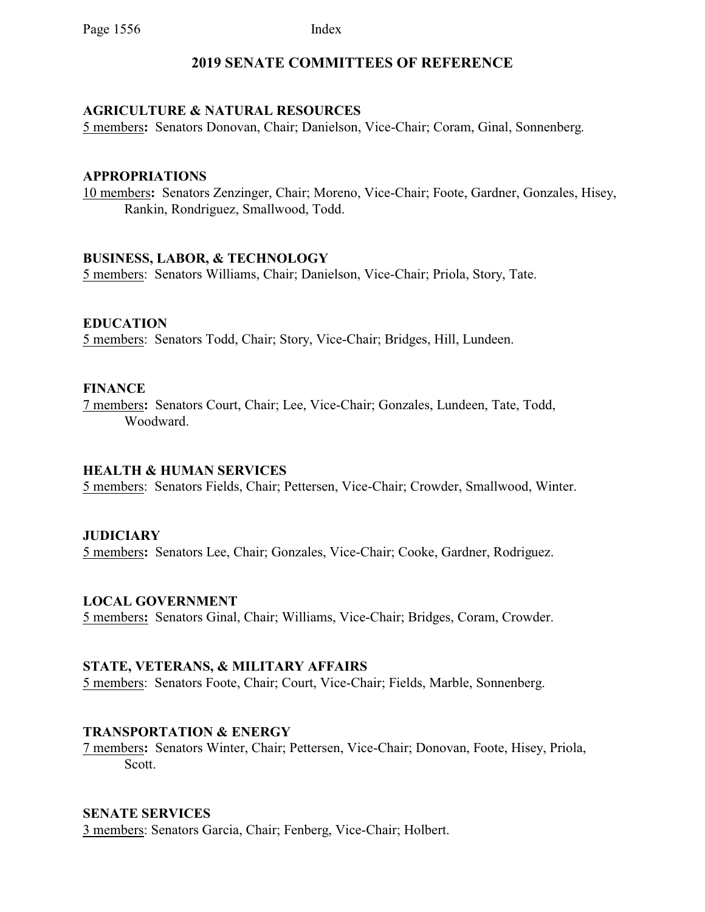# 2019 SENATE COMMITTEES OF REFERENCE

### AGRICULTURE & NATURAL RESOURCES

5 members**:** Senators Donovan, Chair; Danielson, Vice-Chair; Coram, Ginal, Sonnenberg.

### APPROPRIATIONS

10 members**:** Senators Zenzinger, Chair; Moreno, Vice-Chair; Foote, Gardner, Gonzales, Hisey, Rankin, Rondriguez, Smallwood, Todd.

### BUSINESS, LABOR, & TECHNOLOGY

5 members: Senators Williams, Chair; Danielson, Vice-Chair; Priola, Story, Tate.

### EDUCATION

5 members: Senators Todd, Chair; Story, Vice-Chair; Bridges, Hill, Lundeen.

### FINANCE

7 members**:** Senators Court, Chair; Lee, Vice-Chair; Gonzales, Lundeen, Tate, Todd, Woodward.

### HEALTH & HUMAN SERVICES

5 members: Senators Fields, Chair; Pettersen, Vice-Chair; Crowder, Smallwood, Winter.

### JUDICIARY

5 members**:** Senators Lee, Chair; Gonzales, Vice-Chair; Cooke, Gardner, Rodriguez.

### LOCAL GOVERNMENT

5 members**:** Senators Ginal, Chair; Williams, Vice-Chair; Bridges, Coram, Crowder.

### STATE, VETERANS, & MILITARY AFFAIRS

5 members: Senators Foote, Chair; Court, Vice-Chair; Fields, Marble, Sonnenberg.

### TRANSPORTATION & ENERGY

7 members**:** Senators Winter, Chair; Pettersen, Vice-Chair; Donovan, Foote, Hisey, Priola, Scott.

### SENATE SERVICES

3 members: Senators Garcia, Chair; Fenberg, Vice-Chair; Holbert.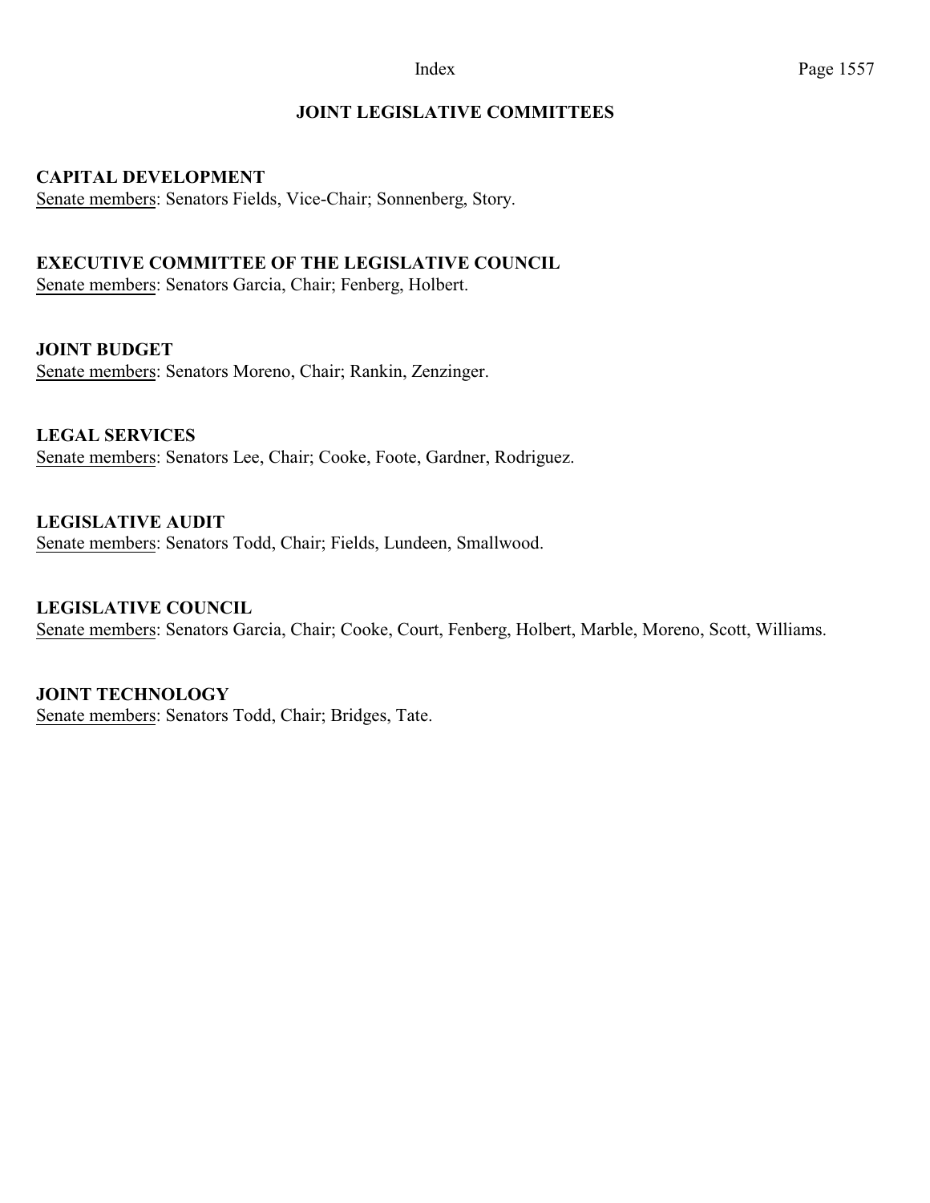## JOINT LEGISLATIVE COMMITTEES

**CAPITAL DEVELOPMENT**
Senate members: Senators Fields, Vice-Chair; Sonnenberg, Story.

**EXECUTIVE COMMITTEE OF THE LEGISLATIVE COUNCIL**
Senate members: Senators Garcia, Chair; Fenberg, Holbert.

**JOINT BUDGET**
Senate members: Senators Moreno, Chair; Rankin, Zenzinger.

**LEGAL SERVICES**
Senate members: Senators Lee, Chair; Cooke, Foote, Gardner, Rodriguez.

**LEGISLATIVE AUDIT**
Senate members: Senators Todd, Chair; Fields, Lundeen, Smallwood.

**LEGISLATIVE COUNCIL**
Senate members: Senators Garcia, Chair; Cooke, Court, Fenberg, Holbert, Marble, Moreno, Scott, Williams.

**JOINT TECHNOLOGY**
Senate members: Senators Todd, Chair; Bridges, Tate.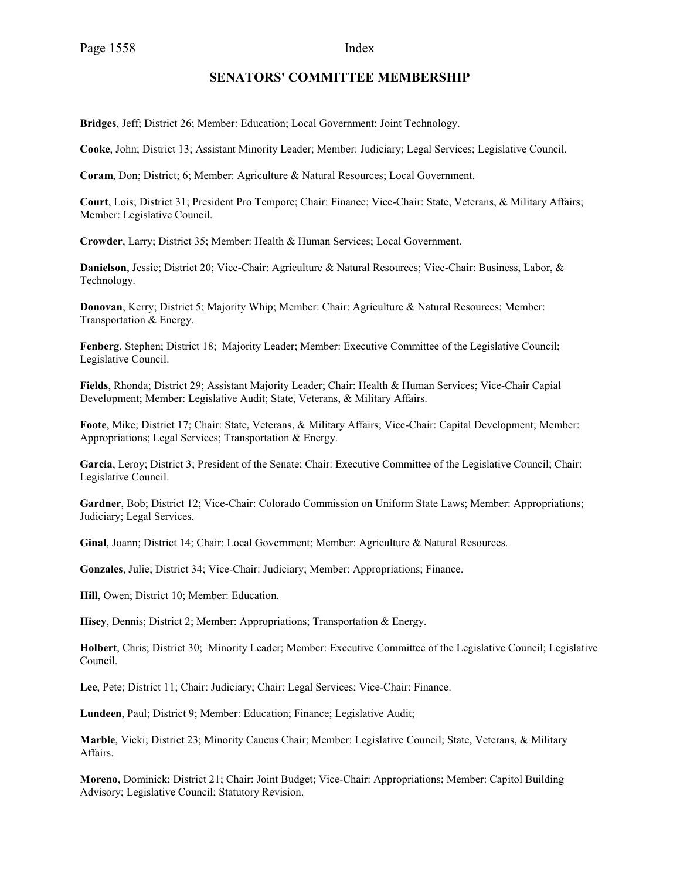## SENATORS' COMMITTEE MEMBERSHIP

**Bridges**, Jeff; District 26; Member: Education; Local Government; Joint Technology.

**Cooke**, John; District 13; Assistant Minority Leader; Member: Judiciary; Legal Services; Legislative Council.

**Coram**, Don; District; 6; Member: Agriculture & Natural Resources; Local Government.

**Court**, Lois; District 31; President Pro Tempore; Chair: Finance; Vice-Chair: State, Veterans, & Military Affairs; Member: Legislative Council.

**Crowder**, Larry; District 35; Member: Health & Human Services; Local Government.

**Danielson**, Jessie; District 20; Vice-Chair: Agriculture & Natural Resources; Vice-Chair: Business, Labor, & Technology.

**Donovan**, Kerry; District 5; Majority Whip; Member: Chair: Agriculture & Natural Resources; Member: Transportation & Energy.

**Fenberg**, Stephen; District 18; Majority Leader; Member: Executive Committee of the Legislative Council; Legislative Council.

**Fields**, Rhonda; District 29; Assistant Majority Leader; Chair: Health & Human Services; Vice-Chair Capial Development; Member: Legislative Audit; State, Veterans, & Military Affairs.

**Foote**, Mike; District 17; Chair: State, Veterans, & Military Affairs; Vice-Chair: Capital Development; Member: Appropriations; Legal Services; Transportation & Energy.

**Garcia**, Leroy; District 3; President of the Senate; Chair: Executive Committee of the Legislative Council; Chair: Legislative Council.

**Gardner**, Bob; District 12; Vice-Chair: Colorado Commission on Uniform State Laws; Member: Appropriations; Judiciary; Legal Services.

**Ginal**, Joann; District 14; Chair: Local Government; Member: Agriculture & Natural Resources.

**Gonzales**, Julie; District 34; Vice-Chair: Judiciary; Member: Appropriations; Finance.

**Hill**, Owen; District 10; Member: Education.

**Hisey**, Dennis; District 2; Member: Appropriations; Transportation & Energy.

**Holbert**, Chris; District 30; Minority Leader; Member: Executive Committee of the Legislative Council; Legislative Council.

**Lee**, Pete; District 11; Chair: Judiciary; Chair: Legal Services; Vice-Chair: Finance.

**Lundeen**, Paul; District 9; Member: Education; Finance; Legislative Audit;

**Marble**, Vicki; District 23; Minority Caucus Chair; Member: Legislative Council; State, Veterans, & Military Affairs.

**Moreno**, Dominick; District 21; Chair: Joint Budget; Vice-Chair: Appropriations; Member: Capitol Building Advisory; Legislative Council; Statutory Revision.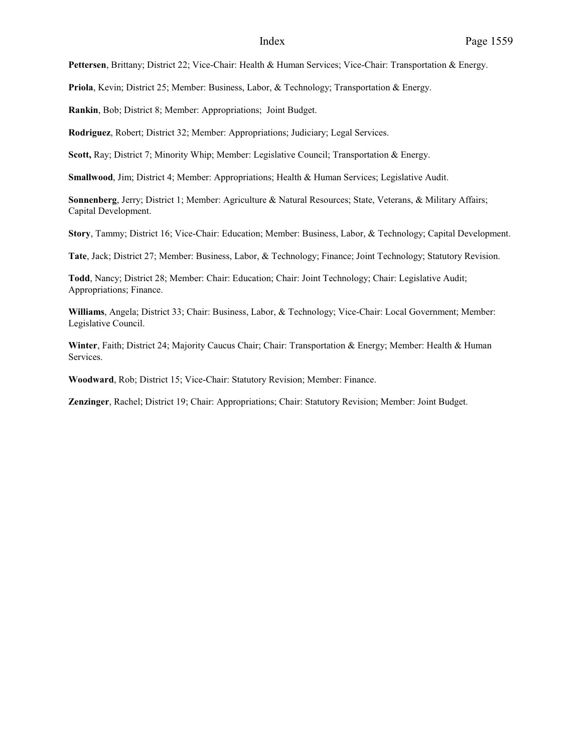**Pettersen**, Brittany; District 22; Vice-Chair: Health & Human Services; Vice-Chair: Transportation & Energy.

**Priola**, Kevin; District 25; Member: Business, Labor, & Technology; Transportation & Energy.

**Rankin**, Bob; District 8; Member: Appropriations; Joint Budget.

**Rodriguez**, Robert; District 32; Member: Appropriations; Judiciary; Legal Services.

**Scott,** Ray; District 7; Minority Whip; Member: Legislative Council; Transportation & Energy.

**Smallwood**, Jim; District 4; Member: Appropriations; Health & Human Services; Legislative Audit.

**Sonnenberg**, Jerry; District 1; Member: Agriculture & Natural Resources; State, Veterans, & Military Affairs; Capital Development.

**Story**, Tammy; District 16; Vice-Chair: Education; Member: Business, Labor, & Technology; Capital Development.

**Tate**, Jack; District 27; Member: Business, Labor, & Technology; Finance; Joint Technology; Statutory Revision.

**Todd**, Nancy; District 28; Member: Chair: Education; Chair: Joint Technology; Chair: Legislative Audit; Appropriations; Finance.

**Williams**, Angela; District 33; Chair: Business, Labor, & Technology; Vice-Chair: Local Government; Member: Legislative Council.

**Winter**, Faith; District 24; Majority Caucus Chair; Chair: Transportation & Energy; Member: Health & Human Services.

**Woodward**, Rob; District 15; Vice-Chair: Statutory Revision; Member: Finance.

**Zenzinger**, Rachel; District 19; Chair: Appropriations; Chair: Statutory Revision; Member: Joint Budget.